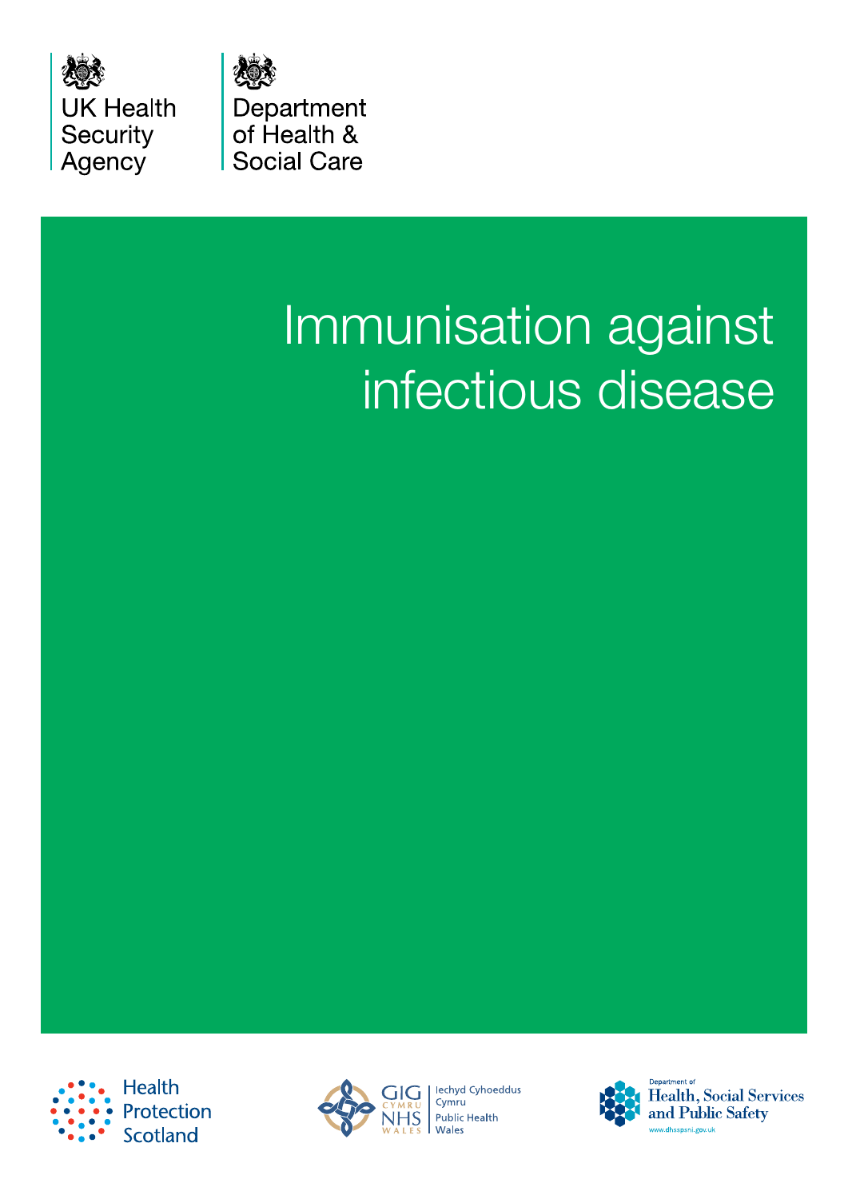UK Health Security Agency

Department of Health & Social Care

# Immunisation against infectious disease

Health Protection Scotland

GIG Cymru NHS Wales | Iechyd Cyhoeddus Cymru Public Health Wales

Department of Health, Social Services and Public Safety
www.dhsspsni.gov.uk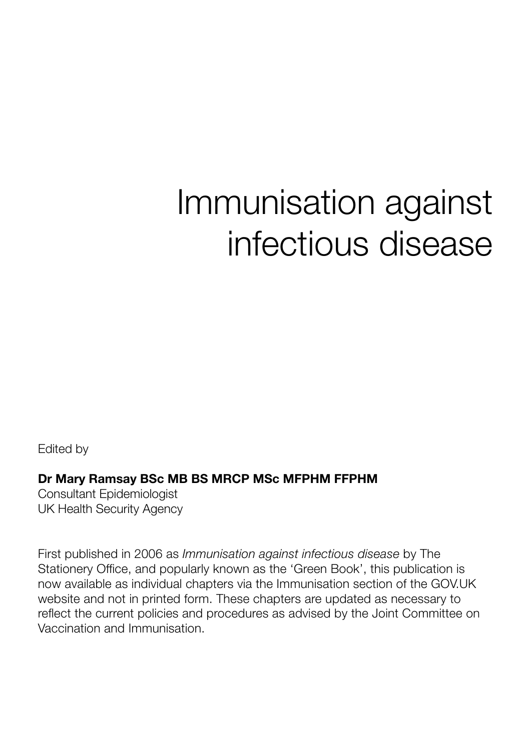# Immunisation against infectious disease

Edited by

**Dr Mary Ramsay BSc MB BS MRCP MSc MFPHM FFPHM**
Consultant Epidemiologist
UK Health Security Agency

First published in 2006 as *Immunisation against infectious disease* by The Stationery Office, and popularly known as the 'Green Book', this publication is now available as individual chapters via the Immunisation section of the GOV.UK website and not in printed form. These chapters are updated as necessary to reflect the current policies and procedures as advised by the Joint Committee on Vaccination and Immunisation.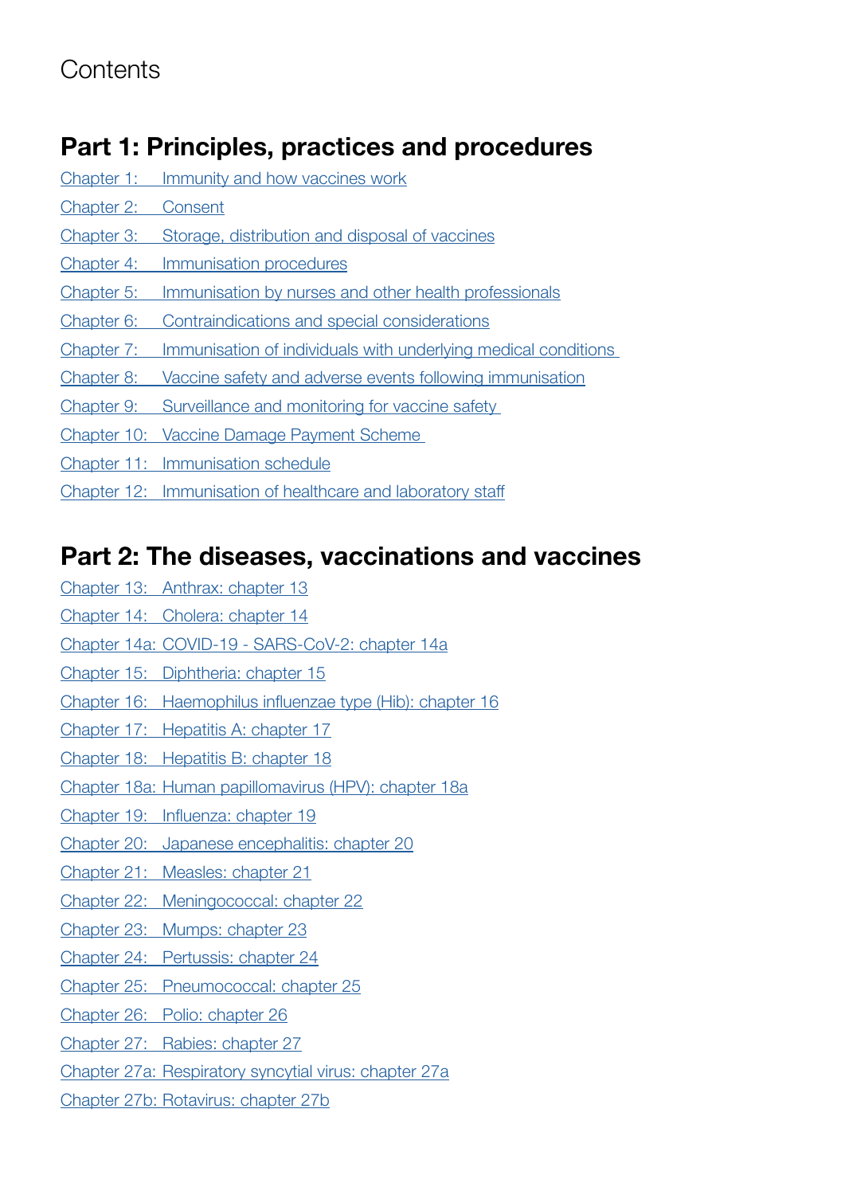# Contents

## Part 1: Principles, practices and procedures

Chapter 1: Immunity and how vaccines work

Chapter 2: Consent

Chapter 3: Storage, distribution and disposal of vaccines

Chapter 4: Immunisation procedures

Chapter 5: Immunisation by nurses and other health professionals

Chapter 6: Contraindications and special considerations

Chapter 7: Immunisation of individuals with underlying medical conditions

Chapter 8: Vaccine safety and adverse events following immunisation

Chapter 9: Surveillance and monitoring for vaccine safety

Chapter 10: Vaccine Damage Payment Scheme

Chapter 11: Immunisation schedule

Chapter 12: Immunisation of healthcare and laboratory staff

## Part 2: The diseases, vaccinations and vaccines

Chapter 13: Anthrax: chapter 13

Chapter 14: Cholera: chapter 14

Chapter 14a: COVID-19 - SARS-CoV-2: chapter 14a

Chapter 15: Diphtheria: chapter 15

Chapter 16: Haemophilus influenzae type (Hib): chapter 16

Chapter 17: Hepatitis A: chapter 17

Chapter 18: Hepatitis B: chapter 18

Chapter 18a: Human papillomavirus (HPV): chapter 18a

Chapter 19: Influenza: chapter 19

Chapter 20: Japanese encephalitis: chapter 20

Chapter 21: Measles: chapter 21

Chapter 22: Meningococcal: chapter 22

Chapter 23: Mumps: chapter 23

Chapter 24: Pertussis: chapter 24

Chapter 25: Pneumococcal: chapter 25

Chapter 26: Polio: chapter 26

Chapter 27: Rabies: chapter 27

Chapter 27a: Respiratory syncytial virus: chapter 27a

Chapter 27b: Rotavirus: chapter 27b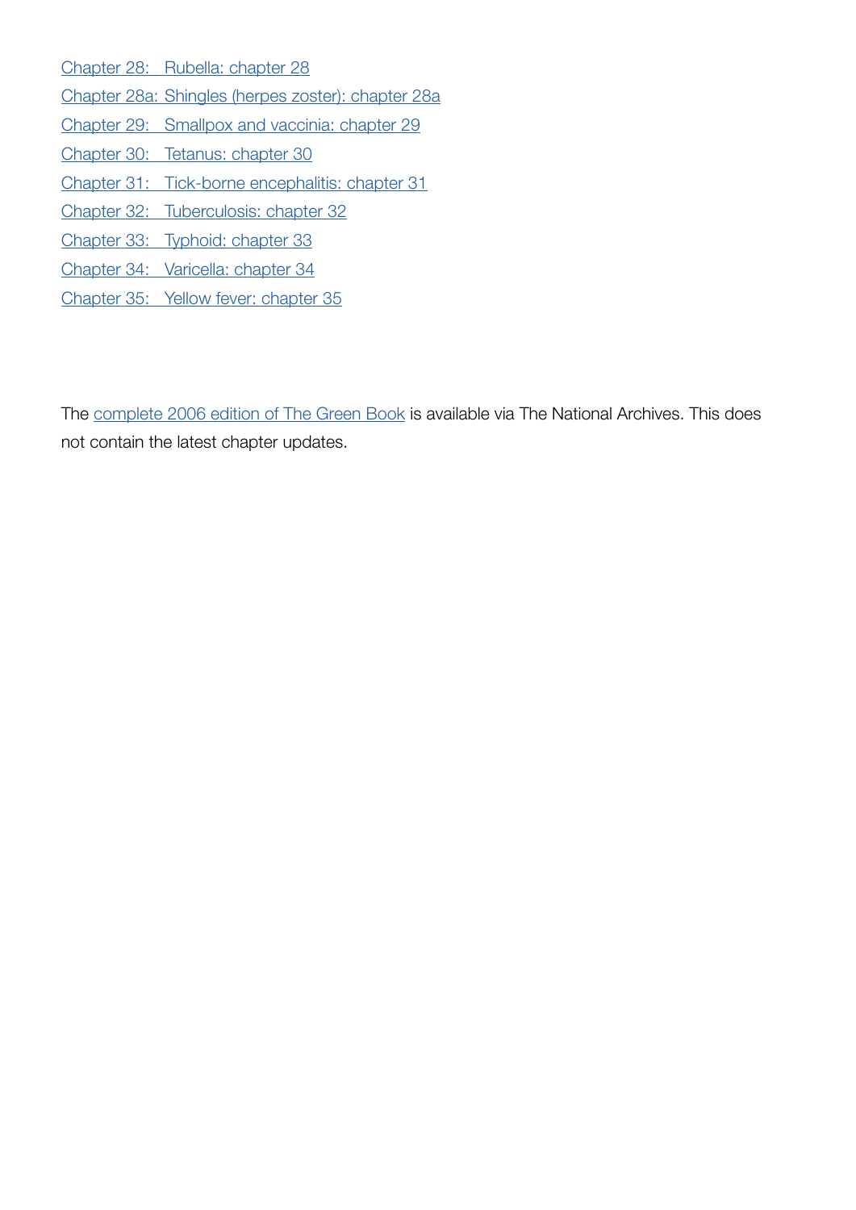[Chapter 28:   Rubella: chapter 28]

[Chapter 28a: Shingles (herpes zoster): chapter 28a]

[Chapter 29:   Smallpox and vaccinia: chapter 29]

[Chapter 30:   Tetanus: chapter 30]

[Chapter 31:   Tick-borne encephalitis: chapter 31]

[Chapter 32:   Tuberculosis: chapter 32]

[Chapter 33:   Typhoid: chapter 33]

[Chapter 34:   Varicella: chapter 34]

[Chapter 35:   Yellow fever: chapter 35]

The [complete 2006 edition of The Green Book] is available via The National Archives. This does not contain the latest chapter updates.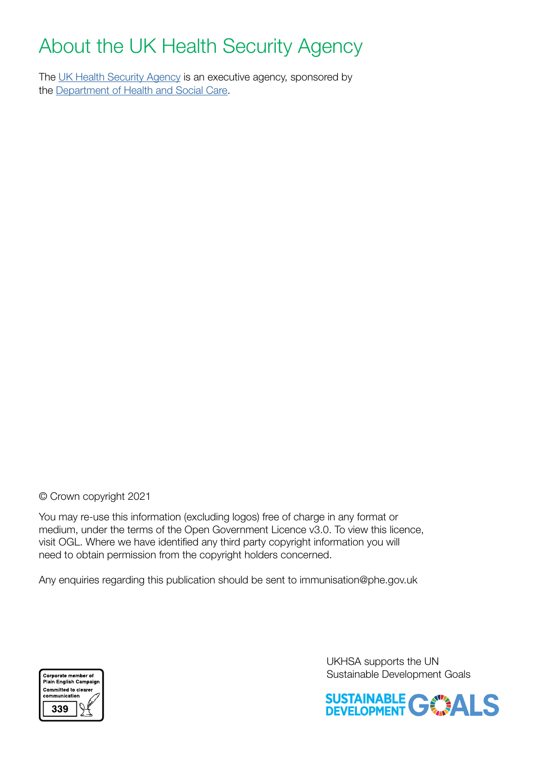# About the UK Health Security Agency

The UK Health Security Agency is an executive agency, sponsored by the Department of Health and Social Care.

© Crown copyright 2021

You may re-use this information (excluding logos) free of charge in any format or medium, under the terms of the Open Government Licence v3.0. To view this licence, visit OGL. Where we have identified any third party copyright information you will need to obtain permission from the copyright holders concerned.

Any enquiries regarding this publication should be sent to immunisation@phe.gov.uk

Corporate member of Plain English Campaign
Committed to clearer communication
339

UKHSA supports the UN Sustainable Development Goals

SUSTAINABLE DEVELOPMENT GOALS